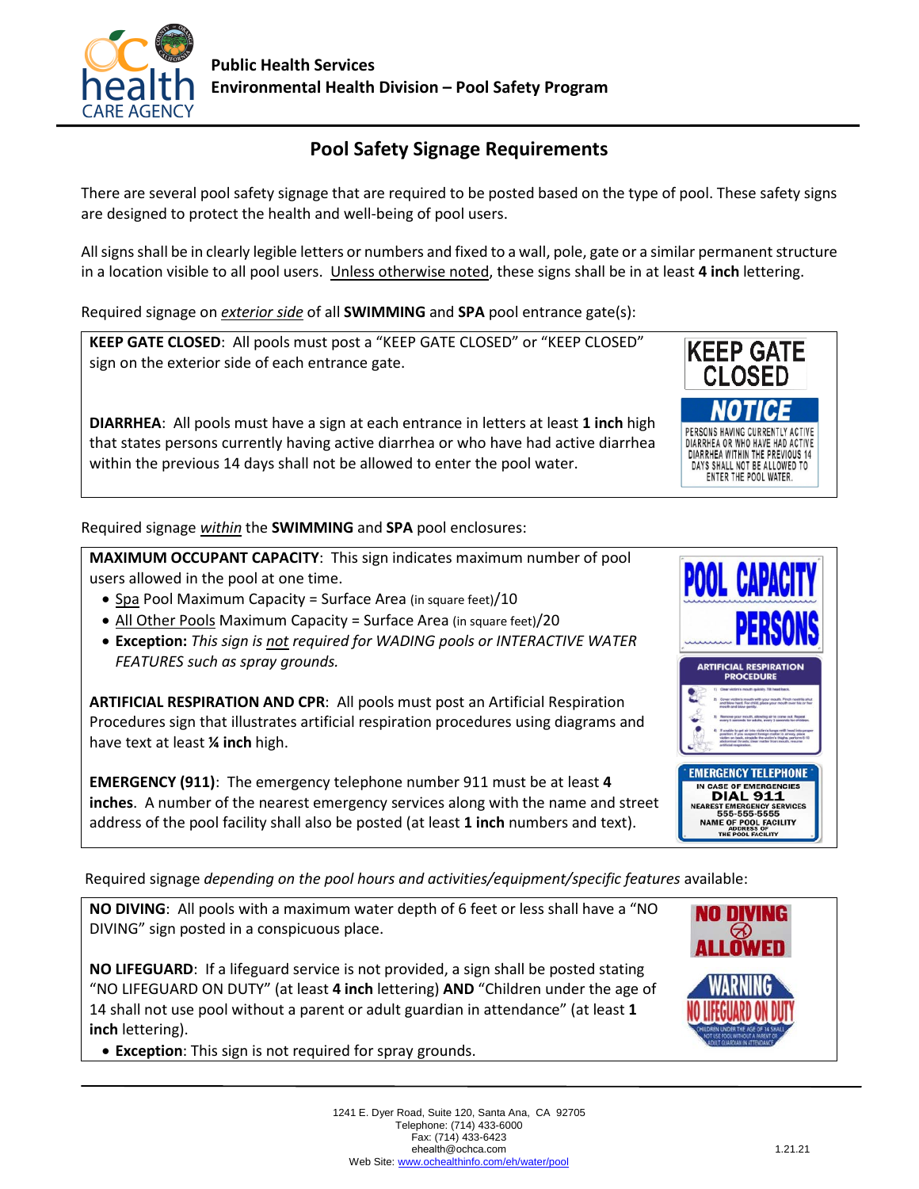Public Health Services
Environmental Health Division – Pool Safety Program

## Pool Safety Signage Requirements

There are several pool safety signage that are required to be posted based on the type of pool. These safety signs are designed to protect the health and well-being of pool users.

All signs shall be in clearly legible letters or numbers and fixed to a wall, pole, gate or a similar permanent structure in a location visible to all pool users. Unless otherwise noted, these signs shall be in at least **4 inch** lettering.

Required signage on ***exterior side*** of all **SWIMMING** and **SPA** pool entrance gate(s):

**KEEP GATE CLOSED**: All pools must post a "KEEP GATE CLOSED" or "KEEP CLOSED" sign on the exterior side of each entrance gate.

**DIARRHEA**: All pools must have a sign at each entrance in letters at least **1 inch** high that states persons currently having active diarrhea or who have had active diarrhea within the previous 14 days shall not be allowed to enter the pool water.

Required signage ***within*** the **SWIMMING** and **SPA** pool enclosures:

**MAXIMUM OCCUPANT CAPACITY**: This sign indicates maximum number of pool users allowed in the pool at one time.

- Spa Pool Maximum Capacity = Surface Area (in square feet)/10
- All Other Pools Maximum Capacity = Surface Area (in square feet)/20
- **Exception:** *This sign is not required for WADING pools or INTERACTIVE WATER FEATURES such as spray grounds.*

**ARTIFICIAL RESPIRATION AND CPR**: All pools must post an Artificial Respiration Procedures sign that illustrates artificial respiration procedures using diagrams and have text at least **¼ inch** high.

**EMERGENCY (911)**: The emergency telephone number 911 must be at least **4 inches**. A number of the nearest emergency services along with the name and street address of the pool facility shall also be posted (at least **1 inch** numbers and text).

Required signage *depending on the pool hours and activities/equipment/specific features* available:

**NO DIVING**: All pools with a maximum water depth of 6 feet or less shall have a "NO DIVING" sign posted in a conspicuous place.

**NO LIFEGUARD**: If a lifeguard service is not provided, a sign shall be posted stating "NO LIFEGUARD ON DUTY" (at least **4 inch** lettering) **AND** "Children under the age of 14 shall not use pool without a parent or adult guardian in attendance" (at least **1 inch** lettering).

- **Exception**: This sign is not required for spray grounds.

1241 E. Dyer Road, Suite 120, Santa Ana, CA 92705
Telephone: (714) 433-6000
Fax: (714) 433-6423
ehealth@ochca.com
Web Site: www.ochealthinfo.com/eh/water/pool

1.21.21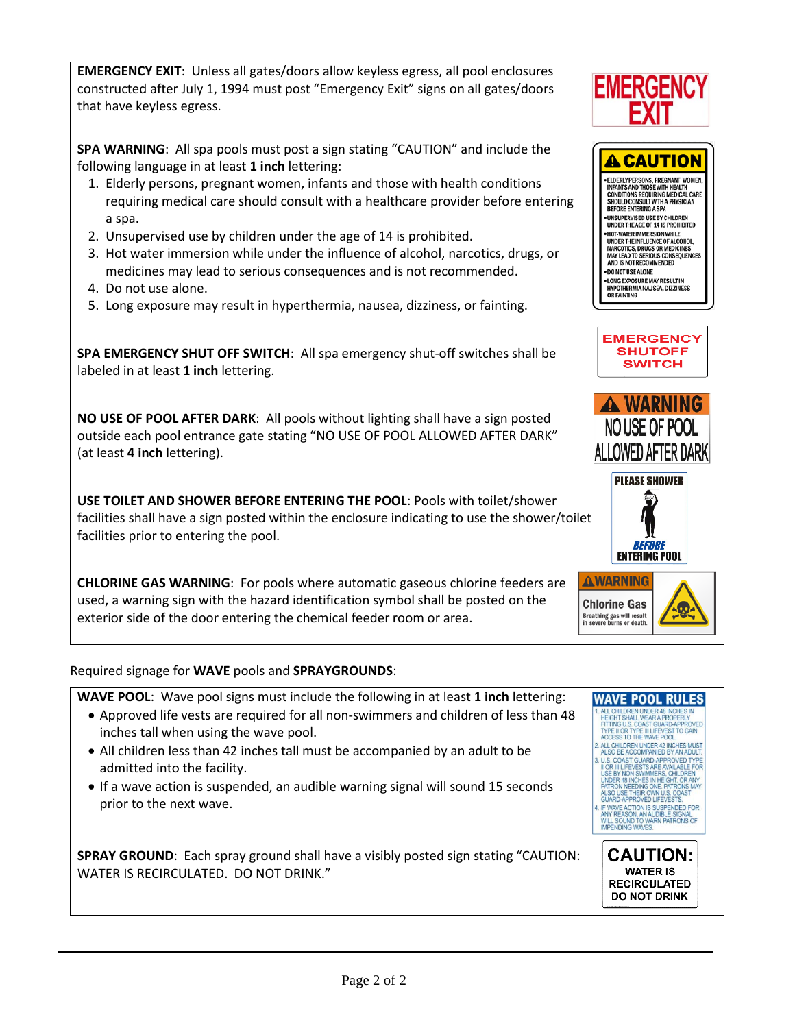**EMERGENCY EXIT**: Unless all gates/doors allow keyless egress, all pool enclosures constructed after July 1, 1994 must post "Emergency Exit" signs on all gates/doors that have keyless egress.

EMERGENCY EXIT

**SPA WARNING**: All spa pools must post a sign stating "CAUTION" and include the following language in at least **1 inch** lettering:

1. Elderly persons, pregnant women, infants and those with health conditions requiring medical care should consult with a healthcare provider before entering a spa.
2. Unsupervised use by children under the age of 14 is prohibited.
3. Hot water immersion while under the influence of alcohol, narcotics, drugs, or medicines may lead to serious consequences and is not recommended.
4. Do not use alone.
5. Long exposure may result in hyperthermia, nausea, dizziness, or fainting.

CAUTION
- ELDERLY PERSONS, PREGNANT WOMEN, INFANTS AND THOSE WITH HEALTH CONDITIONS REQUIRING MEDICAL CARE SHOULD CONSULT WITH A PHYSICIAN BEFORE ENTERING A SPA
- UNSUPERVISED USE BY CHILDREN UNDER THE AGE OF 14 IS PROHIBITED
- HOT-WATER IMMERSION WHILE UNDER THE INFLUENCE OF ALCOHOL, NARCOTICS, DRUGS OR MEDICINES MAY LEAD TO SERIOUS CONSEQUENCES AND IS NOT RECOMMENDED
- DO NOT USE ALONE
- LONG EXPOSURE MAY RESULT IN HYPOTHERMIA NAUSEA, DIZZINESS OR FAINTING

**SPA EMERGENCY SHUT OFF SWITCH**: All spa emergency shut-off switches shall be labeled in at least **1 inch** lettering.

EMERGENCY SHUTOFF SWITCH

**NO USE OF POOL AFTER DARK**: All pools without lighting shall have a sign posted outside each pool entrance gate stating "NO USE OF POOL ALLOWED AFTER DARK" (at least **4 inch** lettering).

WARNING
NO USE OF POOL ALLOWED AFTER DARK

**USE TOILET AND SHOWER BEFORE ENTERING THE POOL**: Pools with toilet/shower facilities shall have a sign posted within the enclosure indicating to use the shower/toilet facilities prior to entering the pool.

PLEASE SHOWER *BEFORE* ENTERING POOL

**CHLORINE GAS WARNING**: For pools where automatic gaseous chlorine feeders are used, a warning sign with the hazard identification symbol shall be posted on the exterior side of the door entering the chemical feeder room or area.

WARNING
Chlorine Gas
Breathing gas will result in severe burns or death.

Required signage for **WAVE** pools and **SPRAYGROUNDS**:

**WAVE POOL**: Wave pool signs must include the following in at least **1 inch** lettering:

- Approved life vests are required for all non-swimmers and children of less than 48 inches tall when using the wave pool.
- All children less than 42 inches tall must be accompanied by an adult to be admitted into the facility.
- If a wave action is suspended, an audible warning signal will sound 15 seconds prior to the next wave.

WAVE POOL RULES
1. ALL CHILDREN UNDER 48 INCHES IN HEIGHT SHALL WEAR A PROPERLY FITTING U.S. COAST GUARD-APPROVED TYPE II OR TYPE III LIFEVEST TO GAIN ACCESS TO THE WAVE POOL.
2. ALL CHILDREN UNDER 42 INCHES MUST ALSO BE ACCOMPANIED BY AN ADULT.
3. U.S. COAST GUARD-APPROVED TYPE II OR III LIFEVESTS ARE AVAILABLE FOR USE BY NON-SWIMMERS, CHILDREN UNDER 48 INCHES IN HEIGHT, OR ANY PATRON NEEDING ONE. PATRONS MAY ALSO USE THEIR OWN U.S. COAST GUARD-APPROVED LIFEVESTS.
4. IF WAVE ACTION IS SUSPENDED FOR ANY REASON, AN AUDIBLE SIGNAL WILL SOUND TO WARN PATRONS OF IMPENDING WAVES.

**SPRAY GROUND**: Each spray ground shall have a visibly posted sign stating "CAUTION: WATER IS RECIRCULATED. DO NOT DRINK."

CAUTION:
WATER IS RECIRCULATED
DO NOT DRINK